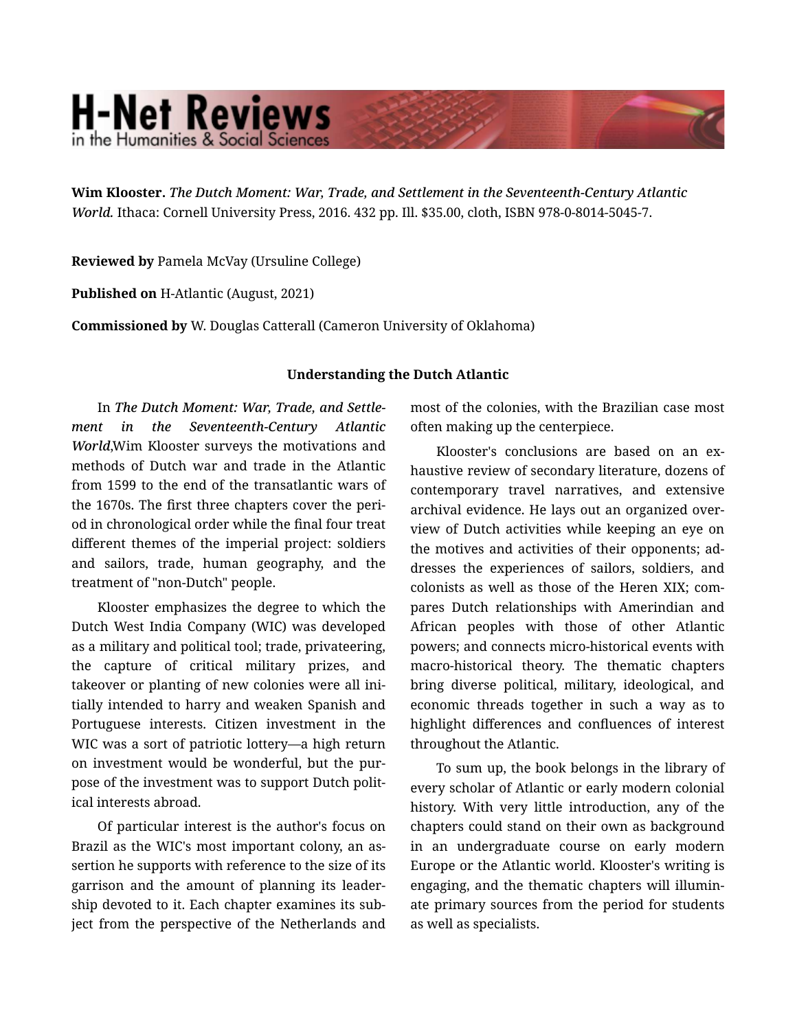# H-Net Reviews
in the Humanities & Social Sciences

**Wim Klooster.** *The Dutch Moment: War, Trade, and Settlement in the Seventeenth-Century Atlantic World.* Ithaca: Cornell University Press, 2016. 432 pp. Ill. $35.00, cloth, ISBN 978-0-8014-5045-7.

**Reviewed by** Pamela McVay (Ursuline College)

**Published on** H-Atlantic (August, 2021)

**Commissioned by** W. Douglas Catterall (Cameron University of Oklahoma)

### Understanding the Dutch Atlantic

In *The Dutch Moment: War, Trade, and Settlement in the Seventeenth-Century Atlantic World*,Wim Klooster surveys the motivations and methods of Dutch war and trade in the Atlantic from 1599 to the end of the transatlantic wars of the 1670s. The first three chapters cover the period in chronological order while the final four treat different themes of the imperial project: soldiers and sailors, trade, human geography, and the treatment of "non-Dutch" people.

Klooster emphasizes the degree to which the Dutch West India Company (WIC) was developed as a military and political tool; trade, privateering, the capture of critical military prizes, and takeover or planting of new colonies were all initially intended to harry and weaken Spanish and Portuguese interests. Citizen investment in the WIC was a sort of patriotic lottery—a high return on investment would be wonderful, but the purpose of the investment was to support Dutch political interests abroad.

Of particular interest is the author's focus on Brazil as the WIC's most important colony, an assertion he supports with reference to the size of its garrison and the amount of planning its leadership devoted to it. Each chapter examines its subject from the perspective of the Netherlands and most of the colonies, with the Brazilian case most often making up the centerpiece.

Klooster's conclusions are based on an exhaustive review of secondary literature, dozens of contemporary travel narratives, and extensive archival evidence. He lays out an organized overview of Dutch activities while keeping an eye on the motives and activities of their opponents; addresses the experiences of sailors, soldiers, and colonists as well as those of the Heren XIX; compares Dutch relationships with Amerindian and African peoples with those of other Atlantic powers; and connects micro-historical events with macro-historical theory. The thematic chapters bring diverse political, military, ideological, and economic threads together in such a way as to highlight differences and confluences of interest throughout the Atlantic.

To sum up, the book belongs in the library of every scholar of Atlantic or early modern colonial history. With very little introduction, any of the chapters could stand on their own as background in an undergraduate course on early modern Europe or the Atlantic world. Klooster's writing is engaging, and the thematic chapters will illuminate primary sources from the period for students as well as specialists.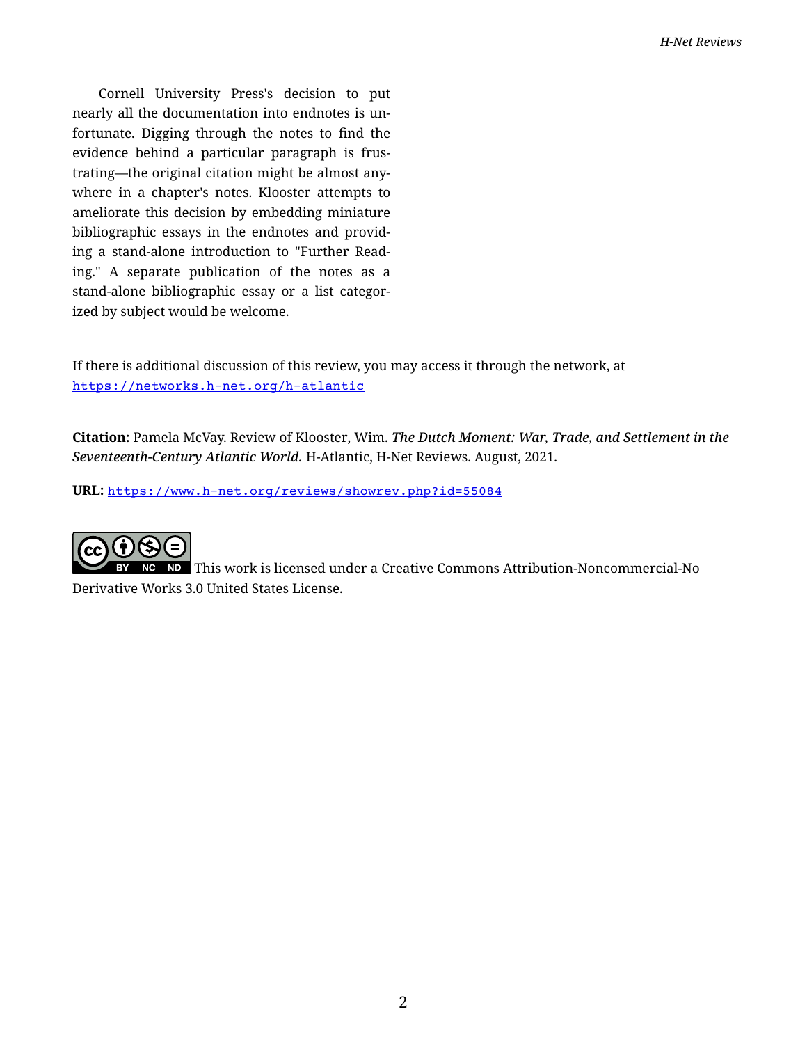Cornell University Press's decision to put nearly all the documentation into endnotes is unfortunate. Digging through the notes to find the evidence behind a particular paragraph is frustrating—the original citation might be almost anywhere in a chapter's notes. Klooster attempts to ameliorate this decision by embedding miniature bibliographic essays in the endnotes and providing a stand-alone introduction to "Further Reading." A separate publication of the notes as a stand-alone bibliographic essay or a list categorized by subject would be welcome.

If there is additional discussion of this review, you may access it through the network, at https://networks.h-net.org/h-atlantic

**Citation:** Pamela McVay. Review of Klooster, Wim. ***The Dutch Moment: War, Trade, and Settlement in the Seventeenth-Century Atlantic World.*** H-Atlantic, H-Net Reviews. August, 2021.

**URL:** https://www.h-net.org/reviews/showrev.php?id=55084

This work is licensed under a Creative Commons Attribution-Noncommercial-No Derivative Works 3.0 United States License.